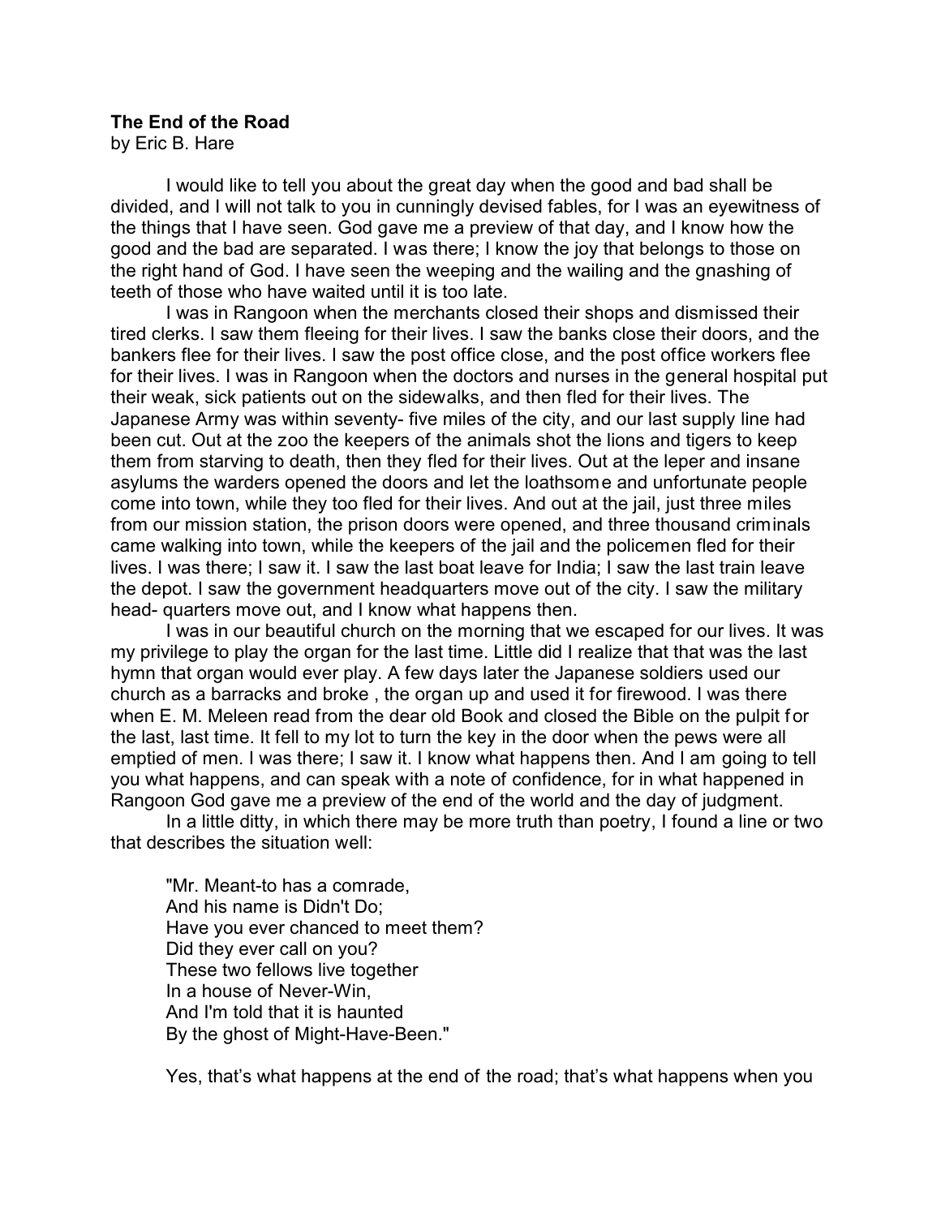**The End of the Road**
by Eric B. Hare

I would like to tell you about the great day when the good and bad shall be divided, and I will not talk to you in cunningly devised fables, for I was an eyewitness of the things that I have seen. God gave me a preview of that day, and I know how the good and the bad are separated. I was there; I know the joy that belongs to those on the right hand of God. I have seen the weeping and the wailing and the gnashing of teeth of those who have waited until it is too late.

I was in Rangoon when the merchants closed their shops and dismissed their tired clerks. I saw them fleeing for their lives. I saw the banks close their doors, and the bankers flee for their lives. I saw the post office close, and the post office workers flee for their lives. I was in Rangoon when the doctors and nurses in the general hospital put their weak, sick patients out on the sidewalks, and then fled for their lives. The Japanese Army was within seventy- five miles of the city, and our last supply line had been cut. Out at the zoo the keepers of the animals shot the lions and tigers to keep them from starving to death, then they fled for their lives. Out at the leper and insane asylums the warders opened the doors and let the loathsome and unfortunate people come into town, while they too fled for their lives. And out at the jail, just three miles from our mission station, the prison doors were opened, and three thousand criminals came walking into town, while the keepers of the jail and the policemen fled for their lives. I was there; I saw it. I saw the last boat leave for India; I saw the last train leave the depot. I saw the government headquarters move out of the city. I saw the military head- quarters move out, and I know what happens then.

I was in our beautiful church on the morning that we escaped for our lives. It was my privilege to play the organ for the last time. Little did I realize that that was the last hymn that organ would ever play. A few days later the Japanese soldiers used our church as a barracks and broke , the organ up and used it for firewood. I was there when E. M. Meleen read from the dear old Book and closed the Bible on the pulpit for the last, last time. It fell to my lot to turn the key in the door when the pews were all emptied of men. I was there; I saw it. I know what happens then. And I am going to tell you what happens, and can speak with a note of confidence, for in what happened in Rangoon God gave me a preview of the end of the world and the day of judgment.

In a little ditty, in which there may be more truth than poetry, I found a line or two that describes the situation well:

> "Mr. Meant-to has a comrade,
> And his name is Didn't Do;
> Have you ever chanced to meet them?
> Did they ever call on you?
> These two fellows live together
> In a house of Never-Win,
> And I'm told that it is haunted
> By the ghost of Might-Have-Been."

Yes, that's what happens at the end of the road; that's what happens when you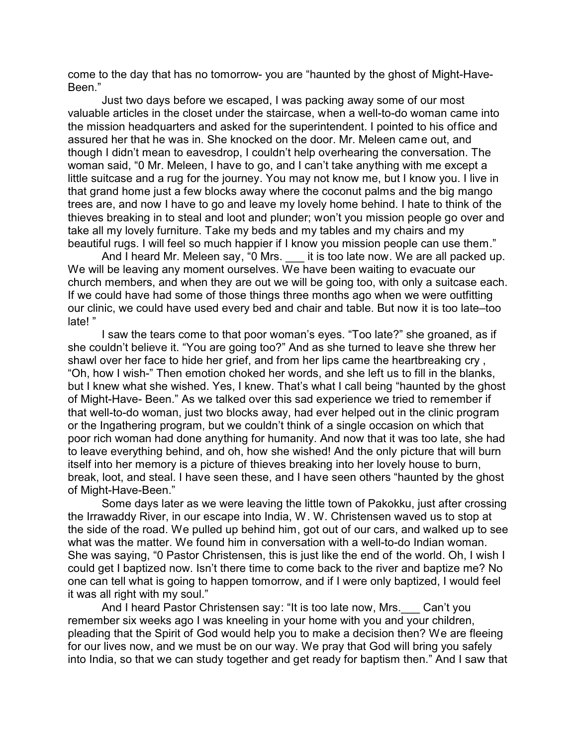come to the day that has no tomorrow- you are "haunted by the ghost of Might-Have-Been."

Just two days before we escaped, I was packing away some of our most valuable articles in the closet under the staircase, when a well-to-do woman came into the mission headquarters and asked for the superintendent. I pointed to his office and assured her that he was in. She knocked on the door. Mr. Meleen came out, and though I didn't mean to eavesdrop, I couldn't help overhearing the conversation. The woman said, "0 Mr. Meleen, I have to go, and I can't take anything with me except a little suitcase and a rug for the journey. You may not know me, but I know you. I live in that grand home just a few blocks away where the coconut palms and the big mango trees are, and now I have to go and leave my lovely home behind. I hate to think of the thieves breaking in to steal and loot and plunder; won't you mission people go over and take all my lovely furniture. Take my beds and my tables and my chairs and my beautiful rugs. I will feel so much happier if I know you mission people can use them."

And I heard Mr. Meleen say, "0 Mrs. ___ it is too late now. We are all packed up. We will be leaving any moment ourselves. We have been waiting to evacuate our church members, and when they are out we will be going too, with only a suitcase each. If we could have had some of those things three months ago when we were outfitting our clinic, we could have used every bed and chair and table. But now it is too late–too late! "

I saw the tears come to that poor woman's eyes. "Too late?" she groaned, as if she couldn't believe it. "You are going too?" And as she turned to leave she threw her shawl over her face to hide her grief, and from her lips came the heartbreaking cry , "Oh, how I wish-" Then emotion choked her words, and she left us to fill in the blanks, but I knew what she wished. Yes, I knew. That's what I call being "haunted by the ghost of Might-Have- Been." As we talked over this sad experience we tried to remember if that well-to-do woman, just two blocks away, had ever helped out in the clinic program or the Ingathering program, but we couldn't think of a single occasion on which that poor rich woman had done anything for humanity. And now that it was too late, she had to leave everything behind, and oh, how she wished! And the only picture that will burn itself into her memory is a picture of thieves breaking into her lovely house to burn, break, loot, and steal. I have seen these, and I have seen others "haunted by the ghost of Might-Have-Been."

Some days later as we were leaving the little town of Pakokku, just after crossing the Irrawaddy River, in our escape into India, W. W. Christensen waved us to stop at the side of the road. We pulled up behind him, got out of our cars, and walked up to see what was the matter. We found him in conversation with a well-to-do Indian woman. She was saying, "0 Pastor Christensen, this is just like the end of the world. Oh, I wish I could get I baptized now. Isn't there time to come back to the river and baptize me? No one can tell what is going to happen tomorrow, and if I were only baptized, I would feel it was all right with my soul."

And I heard Pastor Christensen say: "It is too late now, Mrs.___ Can't you remember six weeks ago I was kneeling in your home with you and your children, pleading that the Spirit of God would help you to make a decision then? We are fleeing for our lives now, and we must be on our way. We pray that God will bring you safely into India, so that we can study together and get ready for baptism then." And I saw that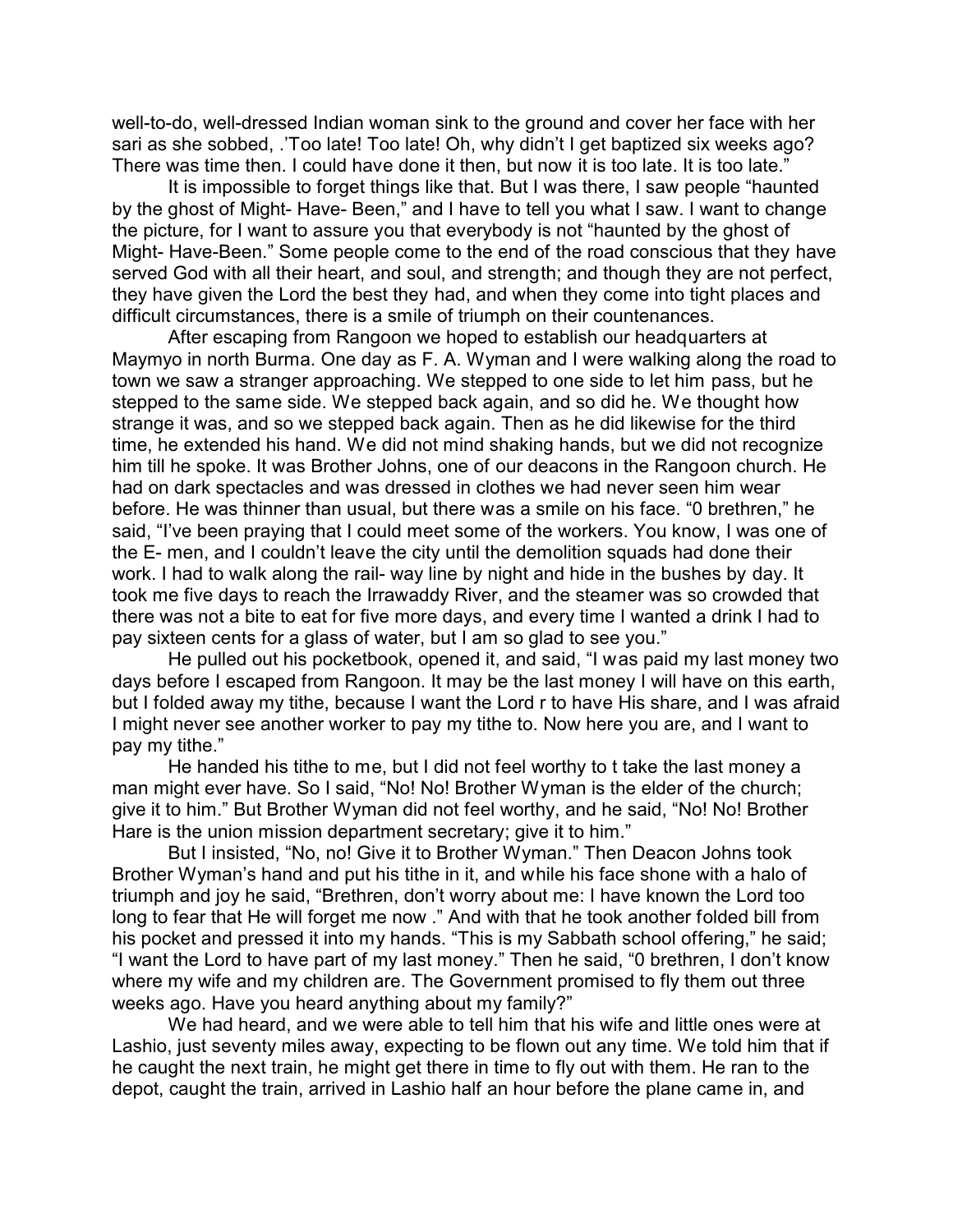well-to-do, well-dressed Indian woman sink to the ground and cover her face with her sari as she sobbed, .'Too late! Too late! Oh, why didn't I get baptized six weeks ago? There was time then. I could have done it then, but now it is too late. It is too late."

It is impossible to forget things like that. But I was there, I saw people "haunted by the ghost of Might- Have- Been," and I have to tell you what I saw. I want to change the picture, for I want to assure you that everybody is not "haunted by the ghost of Might- Have-Been." Some people come to the end of the road conscious that they have served God with all their heart, and soul, and strength; and though they are not perfect, they have given the Lord the best they had, and when they come into tight places and difficult circumstances, there is a smile of triumph on their countenances.

After escaping from Rangoon we hoped to establish our headquarters at Maymyo in north Burma. One day as F. A. Wyman and I were walking along the road to town we saw a stranger approaching. We stepped to one side to let him pass, but he stepped to the same side. We stepped back again, and so did he. We thought how strange it was, and so we stepped back again. Then as he did likewise for the third time, he extended his hand. We did not mind shaking hands, but we did not recognize him till he spoke. It was Brother Johns, one of our deacons in the Rangoon church. He had on dark spectacles and was dressed in clothes we had never seen him wear before. He was thinner than usual, but there was a smile on his face. "0 brethren," he said, "I've been praying that I could meet some of the workers. You know, I was one of the E- men, and I couldn't leave the city until the demolition squads had done their work. I had to walk along the rail- way line by night and hide in the bushes by day. It took me five days to reach the Irrawaddy River, and the steamer was so crowded that there was not a bite to eat for five more days, and every time I wanted a drink I had to pay sixteen cents for a glass of water, but I am so glad to see you."

He pulled out his pocketbook, opened it, and said, "I was paid my last money two days before I escaped from Rangoon. It may be the last money I will have on this earth, but I folded away my tithe, because I want the Lord r to have His share, and I was afraid I might never see another worker to pay my tithe to. Now here you are, and I want to pay my tithe."

He handed his tithe to me, but I did not feel worthy to t take the last money a man might ever have. So I said, "No! No! Brother Wyman is the elder of the church; give it to him." But Brother Wyman did not feel worthy, and he said, "No! No! Brother Hare is the union mission department secretary; give it to him."

But I insisted, "No, no! Give it to Brother Wyman." Then Deacon Johns took Brother Wyman's hand and put his tithe in it, and while his face shone with a halo of triumph and joy he said, "Brethren, don't worry about me: I have known the Lord too long to fear that He will forget me now ." And with that he took another folded bill from his pocket and pressed it into my hands. "This is my Sabbath school offering," he said; "I want the Lord to have part of my last money." Then he said, "0 brethren, I don't know where my wife and my children are. The Government promised to fly them out three weeks ago. Have you heard anything about my family?"

We had heard, and we were able to tell him that his wife and little ones were at Lashio, just seventy miles away, expecting to be flown out any time. We told him that if he caught the next train, he might get there in time to fly out with them. He ran to the depot, caught the train, arrived in Lashio half an hour before the plane came in, and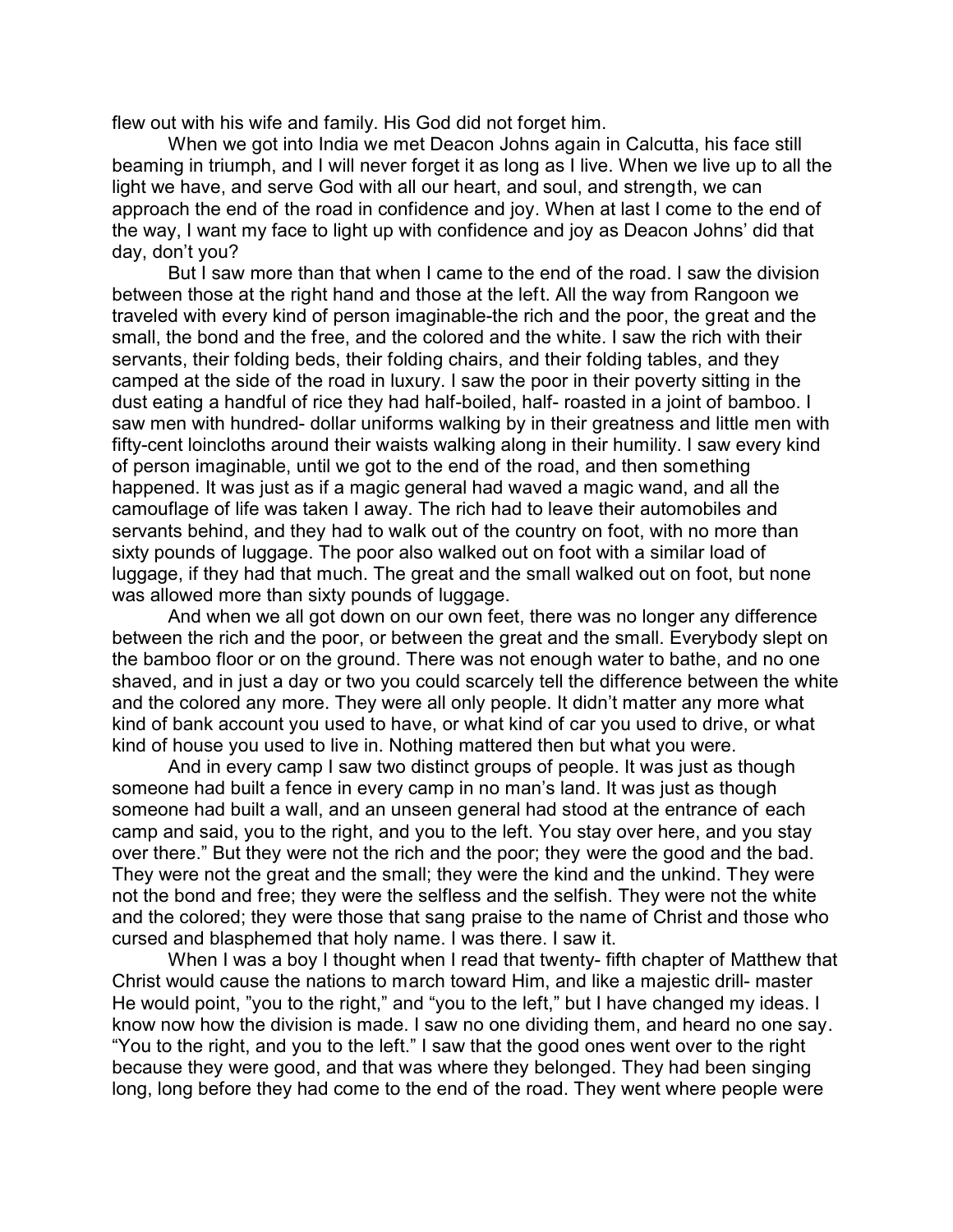flew out with his wife and family. His God did not forget him.

When we got into India we met Deacon Johns again in Calcutta, his face still beaming in triumph, and I will never forget it as long as I live. When we live up to all the light we have, and serve God with all our heart, and soul, and strength, we can approach the end of the road in confidence and joy. When at last I come to the end of the way, I want my face to light up with confidence and joy as Deacon Johns' did that day, don't you?

But I saw more than that when I came to the end of the road. I saw the division between those at the right hand and those at the left. All the way from Rangoon we traveled with every kind of person imaginable-the rich and the poor, the great and the small, the bond and the free, and the colored and the white. I saw the rich with their servants, their folding beds, their folding chairs, and their folding tables, and they camped at the side of the road in luxury. I saw the poor in their poverty sitting in the dust eating a handful of rice they had half-boiled, half- roasted in a joint of bamboo. I saw men with hundred- dollar uniforms walking by in their greatness and little men with fifty-cent loincloths around their waists walking along in their humility. I saw every kind of person imaginable, until we got to the end of the road, and then something happened. It was just as if a magic general had waved a magic wand, and all the camouflage of life was taken I away. The rich had to leave their automobiles and servants behind, and they had to walk out of the country on foot, with no more than sixty pounds of luggage. The poor also walked out on foot with a similar load of luggage, if they had that much. The great and the small walked out on foot, but none was allowed more than sixty pounds of luggage.

And when we all got down on our own feet, there was no longer any difference between the rich and the poor, or between the great and the small. Everybody slept on the bamboo floor or on the ground. There was not enough water to bathe, and no one shaved, and in just a day or two you could scarcely tell the difference between the white and the colored any more. They were all only people. It didn't matter any more what kind of bank account you used to have, or what kind of car you used to drive, or what kind of house you used to live in. Nothing mattered then but what you were.

And in every camp I saw two distinct groups of people. It was just as though someone had built a fence in every camp in no man's land. It was just as though someone had built a wall, and an unseen general had stood at the entrance of each camp and said, you to the right, and you to the left. You stay over here, and you stay over there." But they were not the rich and the poor; they were the good and the bad. They were not the great and the small; they were the kind and the unkind. They were not the bond and free; they were the selfless and the selfish. They were not the white and the colored; they were those that sang praise to the name of Christ and those who cursed and blasphemed that holy name. I was there. I saw it.

When I was a boy I thought when I read that twenty- fifth chapter of Matthew that Christ would cause the nations to march toward Him, and like a majestic drill- master He would point, "you to the right," and "you to the left," but I have changed my ideas. I know now how the division is made. I saw no one dividing them, and heard no one say. "You to the right, and you to the left." I saw that the good ones went over to the right because they were good, and that was where they belonged. They had been singing long, long before they had come to the end of the road. They went where people were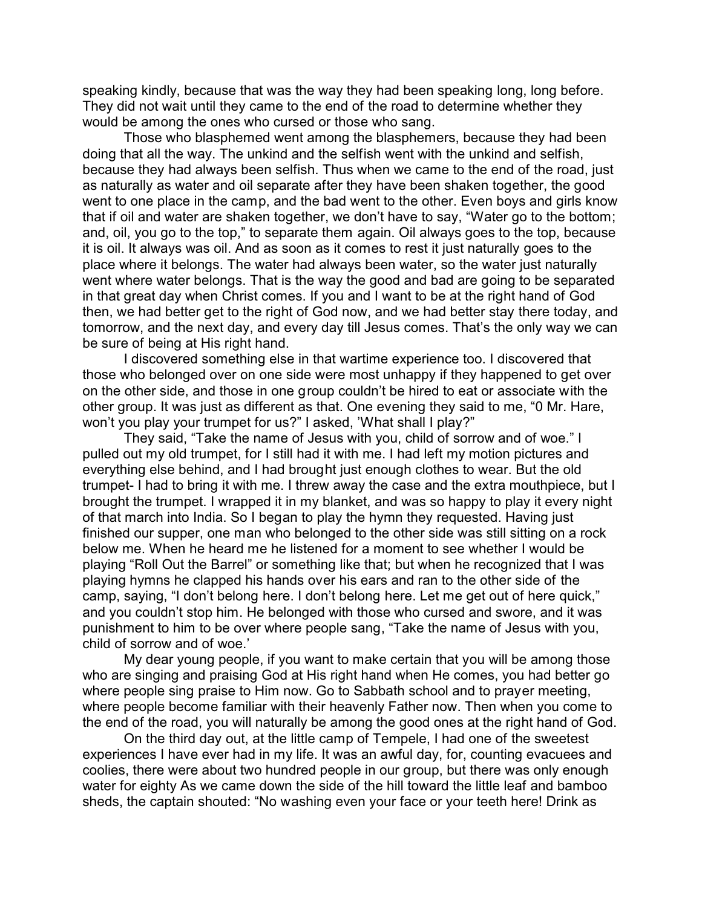speaking kindly, because that was the way they had been speaking long, long before. They did not wait until they came to the end of the road to determine whether they would be among the ones who cursed or those who sang.

Those who blasphemed went among the blasphemers, because they had been doing that all the way. The unkind and the selfish went with the unkind and selfish, because they had always been selfish. Thus when we came to the end of the road, just as naturally as water and oil separate after they have been shaken together, the good went to one place in the camp, and the bad went to the other. Even boys and girls know that if oil and water are shaken together, we don't have to say, "Water go to the bottom; and, oil, you go to the top," to separate them again. Oil always goes to the top, because it is oil. It always was oil. And as soon as it comes to rest it just naturally goes to the place where it belongs. The water had always been water, so the water just naturally went where water belongs. That is the way the good and bad are going to be separated in that great day when Christ comes. If you and I want to be at the right hand of God then, we had better get to the right of God now, and we had better stay there today, and tomorrow, and the next day, and every day till Jesus comes. That's the only way we can be sure of being at His right hand.

I discovered something else in that wartime experience too. I discovered that those who belonged over on one side were most unhappy if they happened to get over on the other side, and those in one group couldn't be hired to eat or associate with the other group. It was just as different as that. One evening they said to me, "0 Mr. Hare, won't you play your trumpet for us?" I asked, 'What shall I play?"

They said, "Take the name of Jesus with you, child of sorrow and of woe." I pulled out my old trumpet, for I still had it with me. I had left my motion pictures and everything else behind, and I had brought just enough clothes to wear. But the old trumpet- I had to bring it with me. I threw away the case and the extra mouthpiece, but I brought the trumpet. I wrapped it in my blanket, and was so happy to play it every night of that march into India. So I began to play the hymn they requested. Having just finished our supper, one man who belonged to the other side was still sitting on a rock below me. When he heard me he listened for a moment to see whether I would be playing "Roll Out the Barrel" or something like that; but when he recognized that I was playing hymns he clapped his hands over his ears and ran to the other side of the camp, saying, "I don't belong here. I don't belong here. Let me get out of here quick," and you couldn't stop him. He belonged with those who cursed and swore, and it was punishment to him to be over where people sang, "Take the name of Jesus with you, child of sorrow and of woe.'

My dear young people, if you want to make certain that you will be among those who are singing and praising God at His right hand when He comes, you had better go where people sing praise to Him now. Go to Sabbath school and to prayer meeting, where people become familiar with their heavenly Father now. Then when you come to the end of the road, you will naturally be among the good ones at the right hand of God.

On the third day out, at the little camp of Tempele, I had one of the sweetest experiences I have ever had in my life. It was an awful day, for, counting evacuees and coolies, there were about two hundred people in our group, but there was only enough water for eighty As we came down the side of the hill toward the little leaf and bamboo sheds, the captain shouted: "No washing even your face or your teeth here! Drink as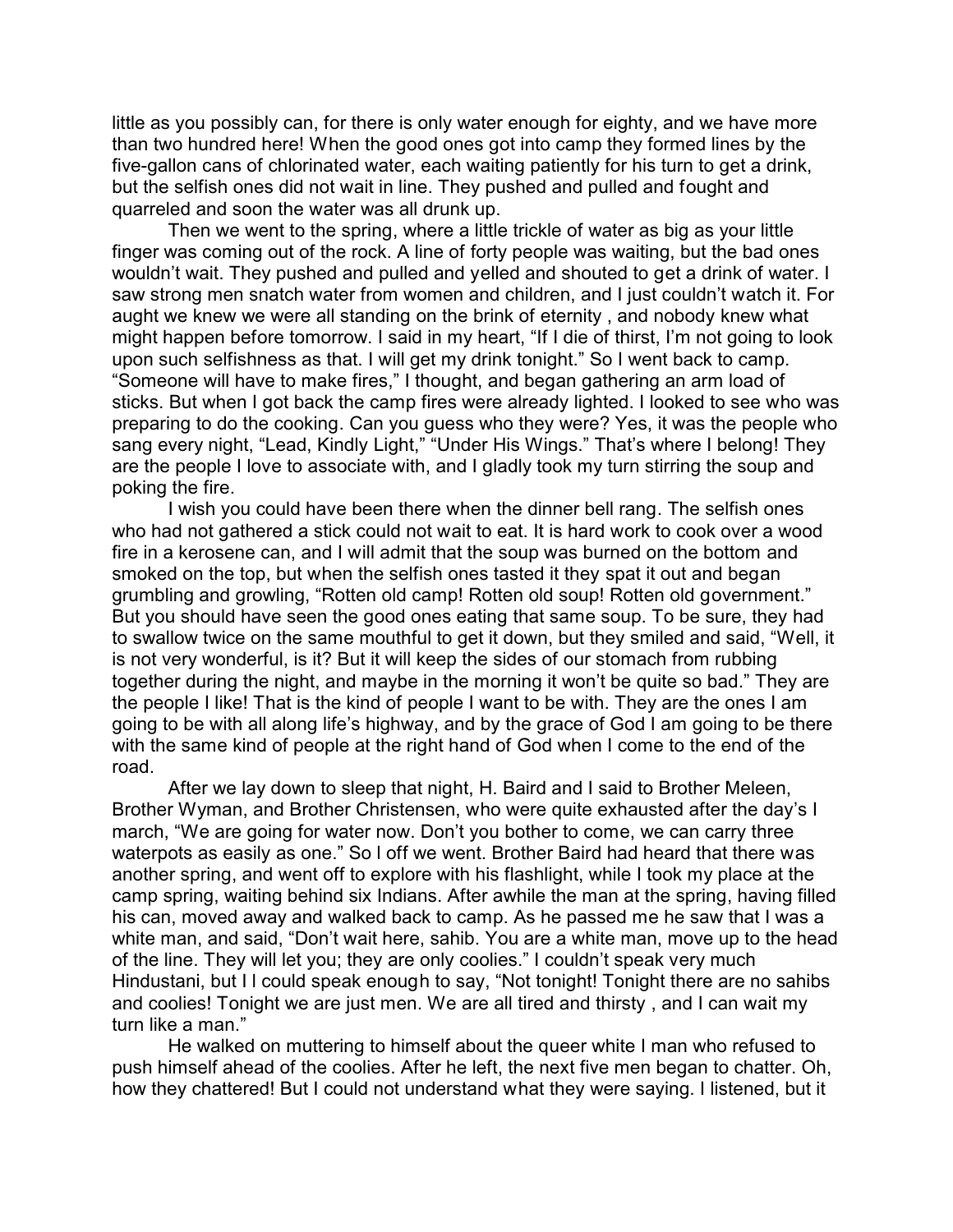little as you possibly can, for there is only water enough for eighty, and we have more than two hundred here! When the good ones got into camp they formed lines by the five-gallon cans of chlorinated water, each waiting patiently for his turn to get a drink, but the selfish ones did not wait in line. They pushed and pulled and fought and quarreled and soon the water was all drunk up.

Then we went to the spring, where a little trickle of water as big as your little finger was coming out of the rock. A line of forty people was waiting, but the bad ones wouldn't wait. They pushed and pulled and yelled and shouted to get a drink of water. I saw strong men snatch water from women and children, and I just couldn't watch it. For aught we knew we were all standing on the brink of eternity , and nobody knew what might happen before tomorrow. I said in my heart, "If I die of thirst, I'm not going to look upon such selfishness as that. I will get my drink tonight." So I went back to camp. "Someone will have to make fires," I thought, and began gathering an arm load of sticks. But when I got back the camp fires were already lighted. I looked to see who was preparing to do the cooking. Can you guess who they were? Yes, it was the people who sang every night, "Lead, Kindly Light," "Under His Wings." That's where I belong! They are the people I love to associate with, and I gladly took my turn stirring the soup and poking the fire.

I wish you could have been there when the dinner bell rang. The selfish ones who had not gathered a stick could not wait to eat. It is hard work to cook over a wood fire in a kerosene can, and I will admit that the soup was burned on the bottom and smoked on the top, but when the selfish ones tasted it they spat it out and began grumbling and growling, "Rotten old camp! Rotten old soup! Rotten old government." But you should have seen the good ones eating that same soup. To be sure, they had to swallow twice on the same mouthful to get it down, but they smiled and said, "Well, it is not very wonderful, is it? But it will keep the sides of our stomach from rubbing together during the night, and maybe in the morning it won't be quite so bad." They are the people I like! That is the kind of people I want to be with. They are the ones I am going to be with all along life's highway, and by the grace of God I am going to be there with the same kind of people at the right hand of God when I come to the end of the road.

After we lay down to sleep that night, H. Baird and I said to Brother Meleen, Brother Wyman, and Brother Christensen, who were quite exhausted after the day's I march, "We are going for water now. Don't you bother to come, we can carry three waterpots as easily as one." So I off we went. Brother Baird had heard that there was another spring, and went off to explore with his flashlight, while I took my place at the camp spring, waiting behind six Indians. After awhile the man at the spring, having filled his can, moved away and walked back to camp. As he passed me he saw that I was a white man, and said, "Don't wait here, sahib. You are a white man, move up to the head of the line. They will let you; they are only coolies." I couldn't speak very much Hindustani, but I I could speak enough to say, "Not tonight! Tonight there are no sahibs and coolies! Tonight we are just men. We are all tired and thirsty , and I can wait my turn like a man."

He walked on muttering to himself about the queer white I man who refused to push himself ahead of the coolies. After he left, the next five men began to chatter. Oh, how they chattered! But I could not understand what they were saying. I listened, but it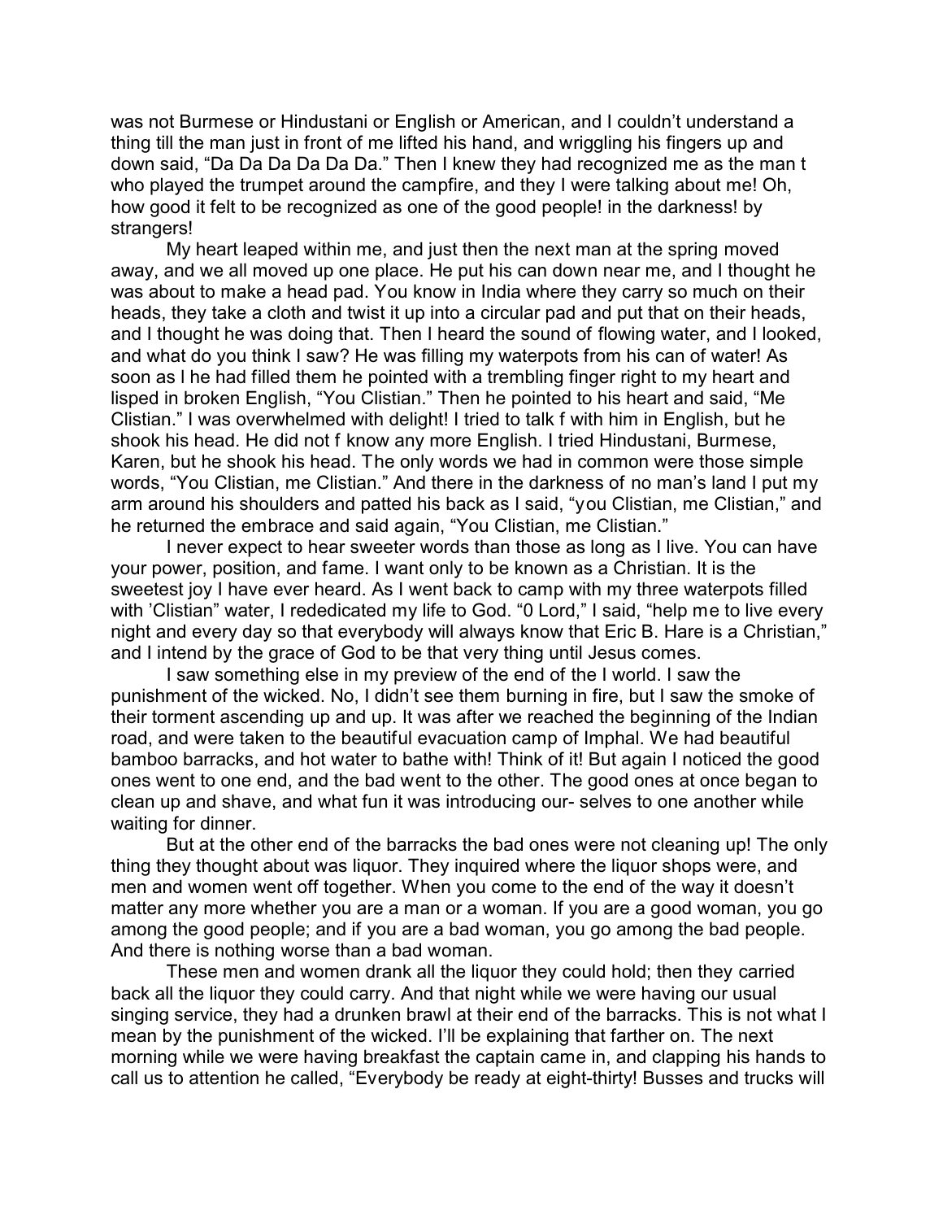was not Burmese or Hindustani or English or American, and I couldn't understand a thing till the man just in front of me lifted his hand, and wriggling his fingers up and down said, "Da Da Da Da Da Da Da." Then I knew they had recognized me as the man t who played the trumpet around the campfire, and they I were talking about me! Oh, how good it felt to be recognized as one of the good people! in the darkness! by strangers!

My heart leaped within me, and just then the next man at the spring moved away, and we all moved up one place. He put his can down near me, and I thought he was about to make a head pad. You know in India where they carry so much on their heads, they take a cloth and twist it up into a circular pad and put that on their heads, and I thought he was doing that. Then I heard the sound of flowing water, and I looked, and what do you think I saw? He was filling my waterpots from his can of water! As soon as l he had filled them he pointed with a trembling finger right to my heart and lisped in broken English, "You Clistian." Then he pointed to his heart and said, "Me Clistian." I was overwhelmed with delight! I tried to talk f with him in English, but he shook his head. He did not f know any more English. I tried Hindustani, Burmese, Karen, but he shook his head. The only words we had in common were those simple words, "You Clistian, me Clistian." And there in the darkness of no man's land I put my arm around his shoulders and patted his back as I said, "you Clistian, me Clistian," and he returned the embrace and said again, "You Clistian, me Clistian."

I never expect to hear sweeter words than those as long as I live. You can have your power, position, and fame. I want only to be known as a Christian. It is the sweetest joy I have ever heard. As I went back to camp with my three waterpots filled with 'Clistian" water, I rededicated my life to God. "0 Lord," I said, "help me to live every night and every day so that everybody will always know that Eric B. Hare is a Christian," and I intend by the grace of God to be that very thing until Jesus comes.

I saw something else in my preview of the end of the I world. I saw the punishment of the wicked. No, I didn't see them burning in fire, but I saw the smoke of their torment ascending up and up. It was after we reached the beginning of the Indian road, and were taken to the beautiful evacuation camp of Imphal. We had beautiful bamboo barracks, and hot water to bathe with! Think of it! But again I noticed the good ones went to one end, and the bad went to the other. The good ones at once began to clean up and shave, and what fun it was introducing our- selves to one another while waiting for dinner.

But at the other end of the barracks the bad ones were not cleaning up! The only thing they thought about was liquor. They inquired where the liquor shops were, and men and women went off together. When you come to the end of the way it doesn't matter any more whether you are a man or a woman. If you are a good woman, you go among the good people; and if you are a bad woman, you go among the bad people. And there is nothing worse than a bad woman.

These men and women drank all the liquor they could hold; then they carried back all the liquor they could carry. And that night while we were having our usual singing service, they had a drunken brawl at their end of the barracks. This is not what I mean by the punishment of the wicked. I'll be explaining that farther on. The next morning while we were having breakfast the captain came in, and clapping his hands to call us to attention he called, "Everybody be ready at eight-thirty! Busses and trucks will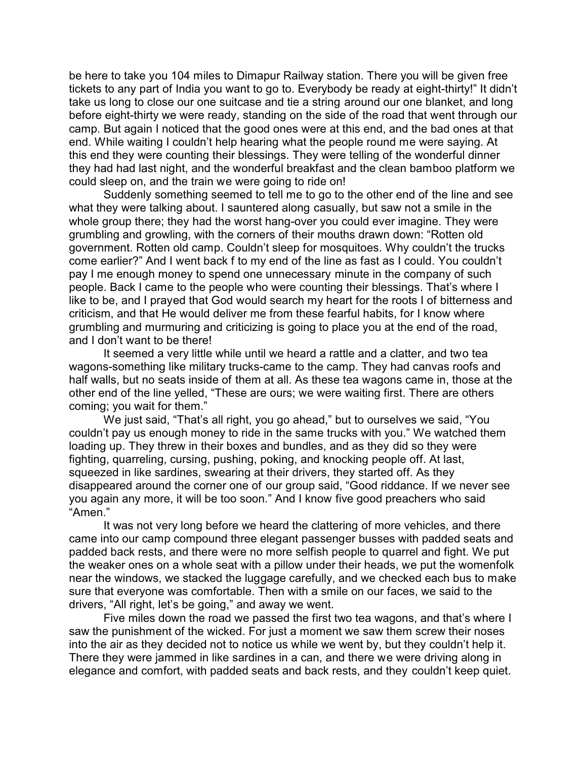be here to take you 104 miles to Dimapur Railway station. There you will be given free tickets to any part of India you want to go to. Everybody be ready at eight-thirty!" It didn't take us long to close our one suitcase and tie a string around our one blanket, and long before eight-thirty we were ready, standing on the side of the road that went through our camp. But again I noticed that the good ones were at this end, and the bad ones at that end. While waiting I couldn't help hearing what the people round me were saying. At this end they were counting their blessings. They were telling of the wonderful dinner they had had last night, and the wonderful breakfast and the clean bamboo platform we could sleep on, and the train we were going to ride on!

Suddenly something seemed to tell me to go to the other end of the line and see what they were talking about. I sauntered along casually, but saw not a smile in the whole group there; they had the worst hang-over you could ever imagine. They were grumbling and growling, with the corners of their mouths drawn down: "Rotten old government. Rotten old camp. Couldn't sleep for mosquitoes. Why couldn't the trucks come earlier?" And I went back f to my end of the line as fast as I could. You couldn't pay I me enough money to spend one unnecessary minute in the company of such people. Back I came to the people who were counting their blessings. That's where I like to be, and I prayed that God would search my heart for the roots I of bitterness and criticism, and that He would deliver me from these fearful habits, for I know where grumbling and murmuring and criticizing is going to place you at the end of the road, and I don't want to be there!

It seemed a very little while until we heard a rattle and a clatter, and two tea wagons-something like military trucks-came to the camp. They had canvas roofs and half walls, but no seats inside of them at all. As these tea wagons came in, those at the other end of the line yelled, "These are ours; we were waiting first. There are others coming; you wait for them."

We just said, "That's all right, you go ahead," but to ourselves we said, "You couldn't pay us enough money to ride in the same trucks with you." We watched them loading up. They threw in their boxes and bundles, and as they did so they were fighting, quarreling, cursing, pushing, poking, and knocking people off. At last, squeezed in like sardines, swearing at their drivers, they started off. As they disappeared around the corner one of our group said, "Good riddance. If we never see you again any more, it will be too soon." And I know five good preachers who said "Amen."

It was not very long before we heard the clattering of more vehicles, and there came into our camp compound three elegant passenger busses with padded seats and padded back rests, and there were no more selfish people to quarrel and fight. We put the weaker ones on a whole seat with a pillow under their heads, we put the womenfolk near the windows, we stacked the luggage carefully, and we checked each bus to make sure that everyone was comfortable. Then with a smile on our faces, we said to the drivers, "All right, let's be going," and away we went.

Five miles down the road we passed the first two tea wagons, and that's where I saw the punishment of the wicked. For just a moment we saw them screw their noses into the air as they decided not to notice us while we went by, but they couldn't help it. There they were jammed in like sardines in a can, and there we were driving along in elegance and comfort, with padded seats and back rests, and they couldn't keep quiet.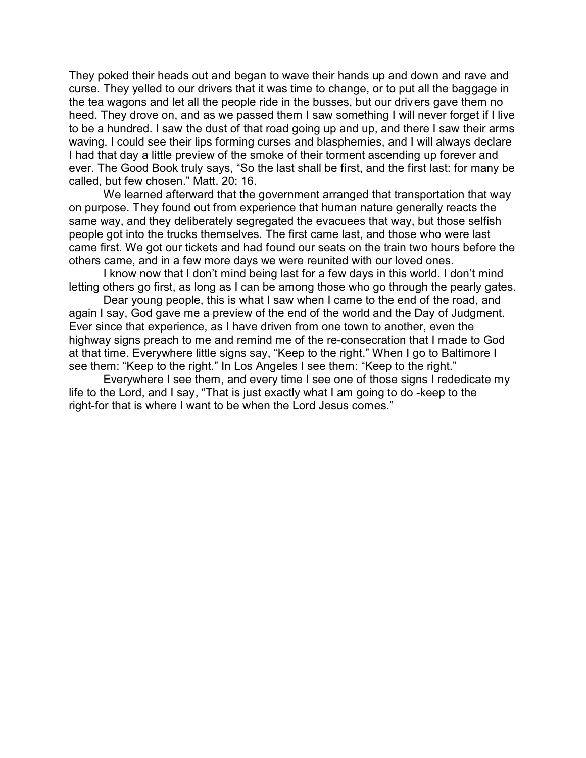They poked their heads out and began to wave their hands up and down and rave and curse. They yelled to our drivers that it was time to change, or to put all the baggage in the tea wagons and let all the people ride in the busses, but our drivers gave them no heed. They drove on, and as we passed them I saw something I will never forget if I live to be a hundred. I saw the dust of that road going up and up, and there I saw their arms waving. I could see their lips forming curses and blasphemies, and I will always declare I had that day a little preview of the smoke of their torment ascending up forever and ever. The Good Book truly says, "So the last shall be first, and the first last: for many be called, but few chosen." Matt. 20: 16.

We learned afterward that the government arranged that transportation that way on purpose. They found out from experience that human nature generally reacts the same way, and they deliberately segregated the evacuees that way, but those selfish people got into the trucks themselves. The first came last, and those who were last came first. We got our tickets and had found our seats on the train two hours before the others came, and in a few more days we were reunited with our loved ones.

I know now that I don't mind being last for a few days in this world. I don't mind letting others go first, as long as I can be among those who go through the pearly gates.

Dear young people, this is what I saw when I came to the end of the road, and again I say, God gave me a preview of the end of the world and the Day of Judgment. Ever since that experience, as I have driven from one town to another, even the highway signs preach to me and remind me of the re-consecration that I made to God at that time. Everywhere little signs say, "Keep to the right." When I go to Baltimore I see them: "Keep to the right." In Los Angeles I see them: "Keep to the right."

Everywhere I see them, and every time I see one of those signs I rededicate my life to the Lord, and I say, "That is just exactly what I am going to do -keep to the right-for that is where I want to be when the Lord Jesus comes."